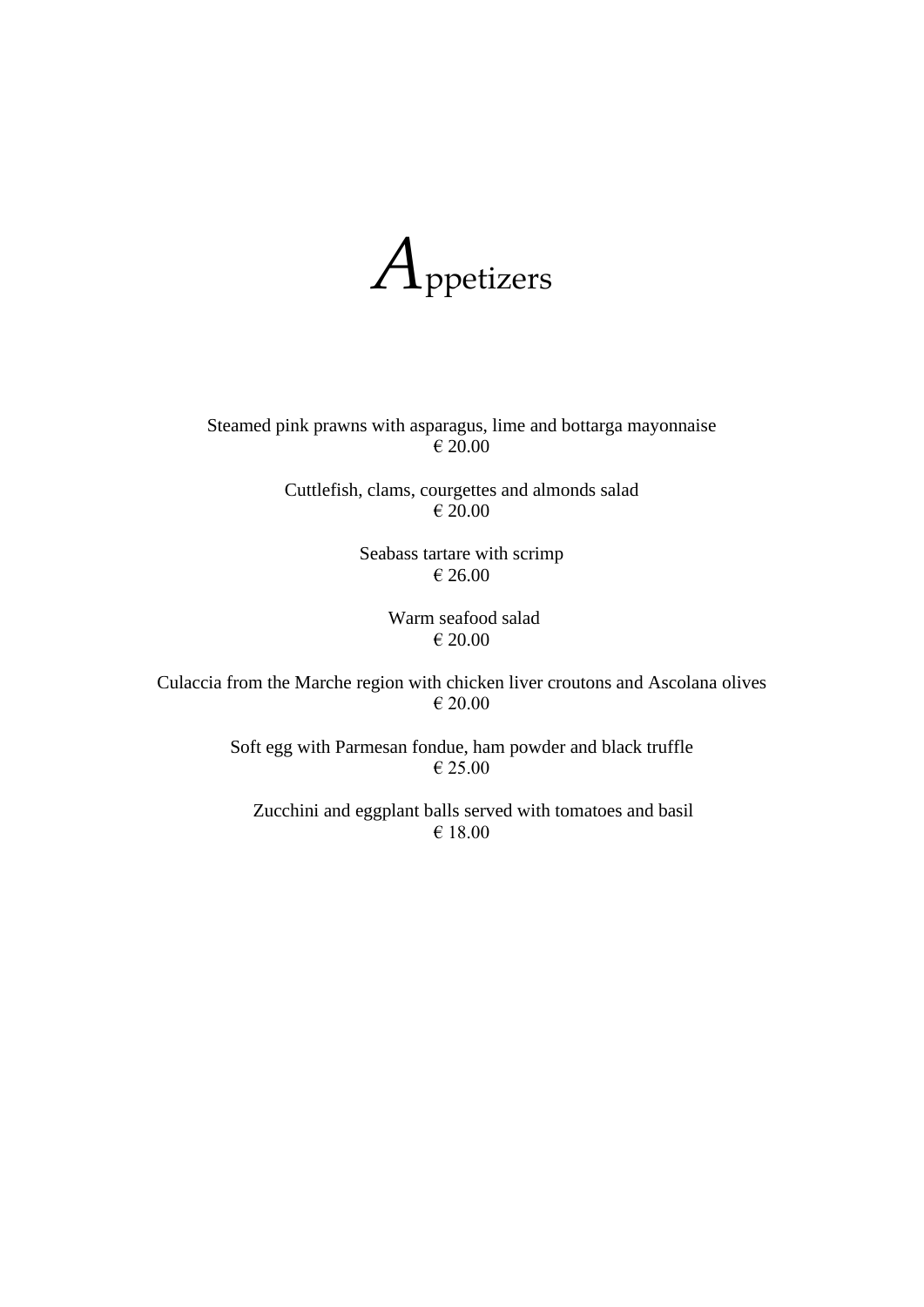# Appetizers

Steamed pink prawns with asparagus, lime and bottarga mayonnaise
€ 20.00

Cuttlefish, clams, courgettes and almonds salad
€ 20.00

Seabass tartare with scrimp
€ 26.00

Warm seafood salad
€ 20.00

Culaccia from the Marche region with chicken liver croutons and Ascolana olives
€ 20.00

Soft egg with Parmesan fondue, ham powder and black truffle
€ 25.00

Zucchini and eggplant balls served with tomatoes and basil
€ 18.00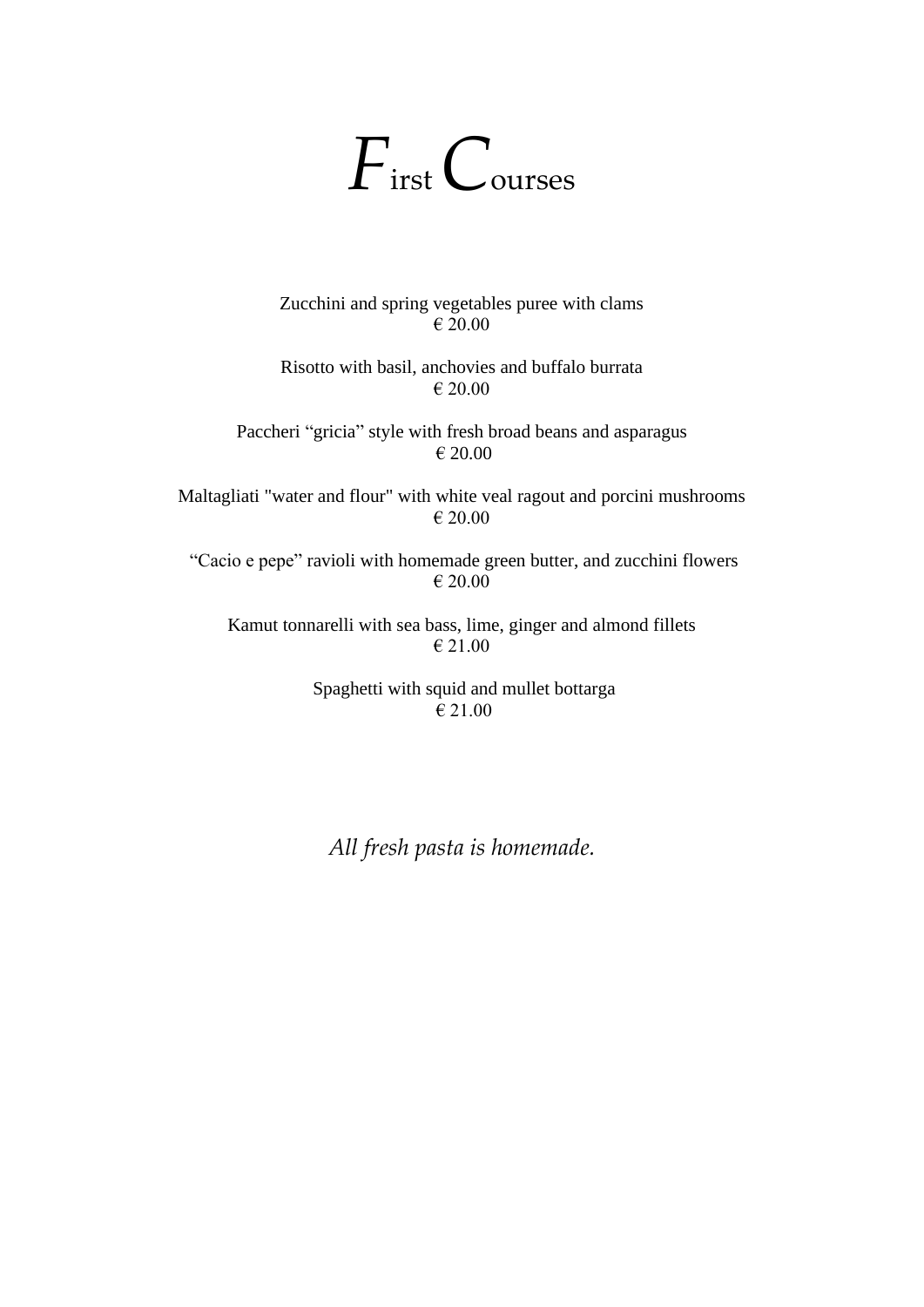# First Courses

Zucchini and spring vegetables puree with clams
€ 20.00

Risotto with basil, anchovies and buffalo burrata
€ 20.00

Paccheri "gricia" style with fresh broad beans and asparagus
€ 20.00

Maltagliati "water and flour" with white veal ragout and porcini mushrooms
€ 20.00

"Cacio e pepe" ravioli with homemade green butter, and zucchini flowers
€ 20.00

Kamut tonnarelli with sea bass, lime, ginger and almond fillets
€ 21.00

Spaghetti with squid and mullet bottarga
€ 21.00

*All fresh pasta is homemade.*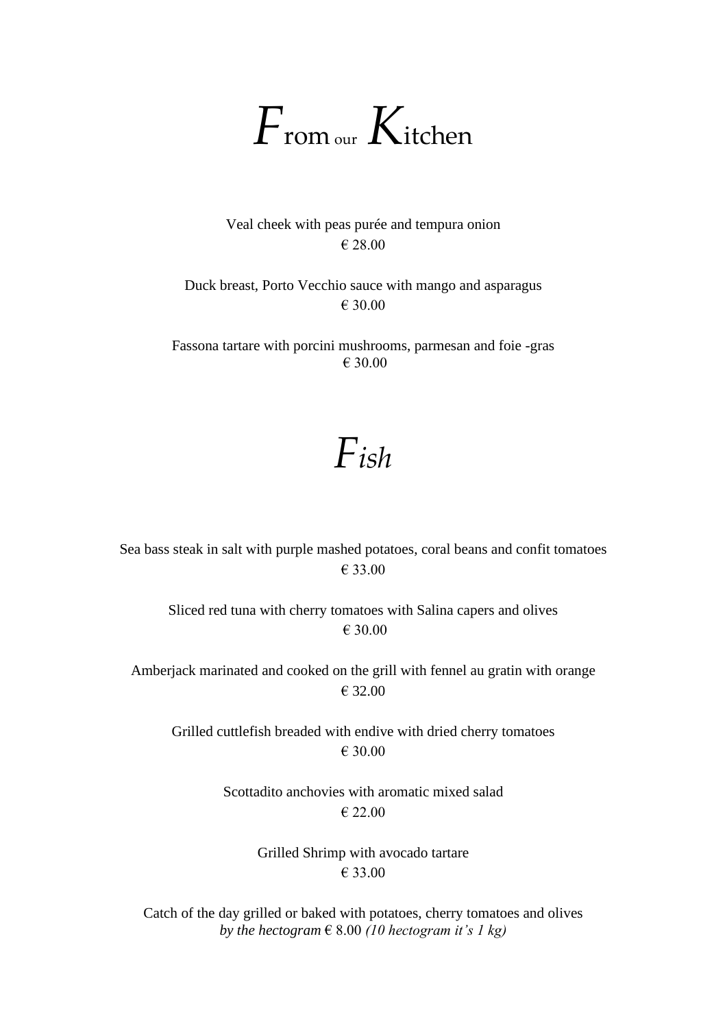# *F*rom our *K*itchen

Veal cheek with peas purée and tempura onion
€ 28.00

Duck breast, Porto Vecchio sauce with mango and asparagus
€ 30.00

Fassona tartare with porcini mushrooms, parmesan and foie -gras
€ 30.00

# *Fish*

Sea bass steak in salt with purple mashed potatoes, coral beans and confit tomatoes
€ 33.00

Sliced red tuna with cherry tomatoes with Salina capers and olives
€ 30.00

Amberjack marinated and cooked on the grill with fennel au gratin with orange
€ 32.00

Grilled cuttlefish breaded with endive with dried cherry tomatoes
€ 30.00

Scottadito anchovies with aromatic mixed salad
€ 22.00

Grilled Shrimp with avocado tartare
€ 33.00

Catch of the day grilled or baked with potatoes, cherry tomatoes and olives
*by the hectogram* € 8.00 *(10 hectogram it's 1 kg)*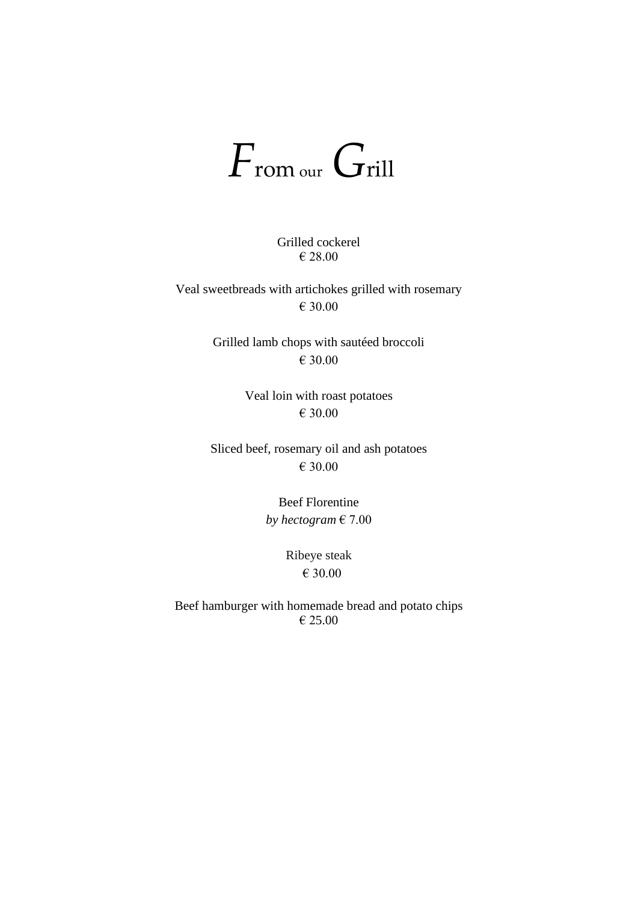# From our Grill

Grilled cockerel
€ 28.00

Veal sweetbreads with artichokes grilled with rosemary
€ 30.00

Grilled lamb chops with sautéed broccoli
€ 30.00

Veal loin with roast potatoes
€ 30.00

Sliced beef, rosemary oil and ash potatoes
€ 30.00

Beef Florentine
*by hectogram* € 7.00

Ribeye steak
€ 30.00

Beef hamburger with homemade bread and potato chips
€ 25.00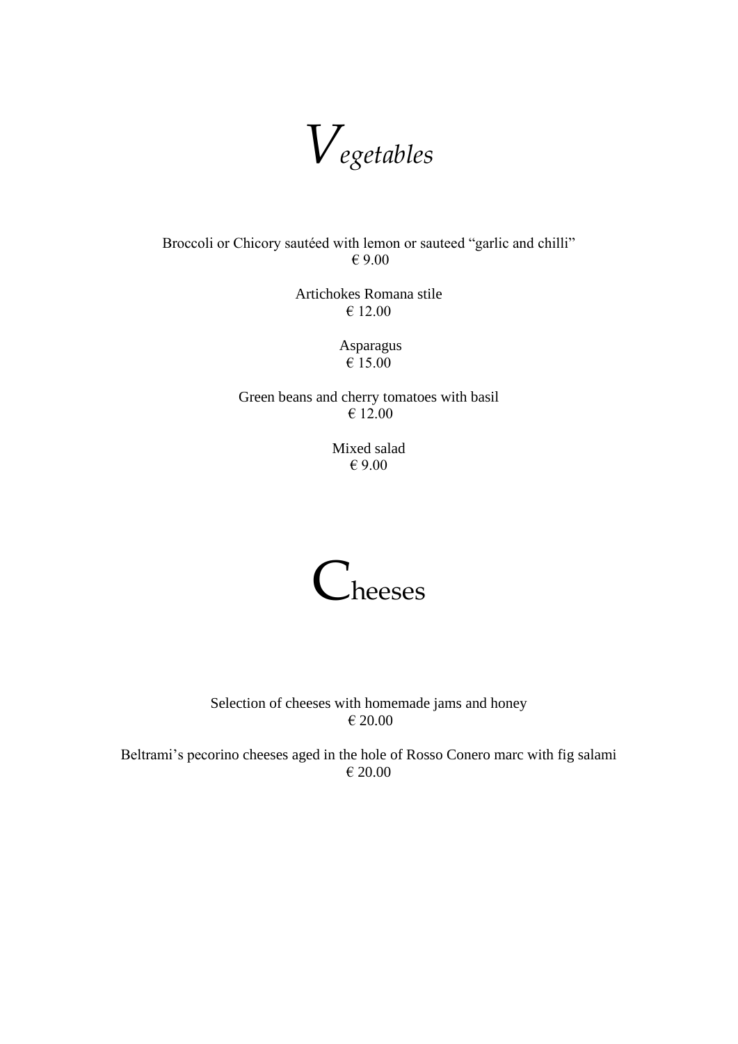# *Vegetables*

Broccoli or Chicory sautéed with lemon or sauteed “garlic and chilli”
€ 9.00

Artichokes Romana stile
€ 12.00

Asparagus
€ 15.00

Green beans and cherry tomatoes with basil
€ 12.00

Mixed salad
€ 9.00

# Cheeses

Selection of cheeses with homemade jams and honey
€ 20.00

Beltrami’s pecorino cheeses aged in the hole of Rosso Conero marc with fig salami
€ 20.00